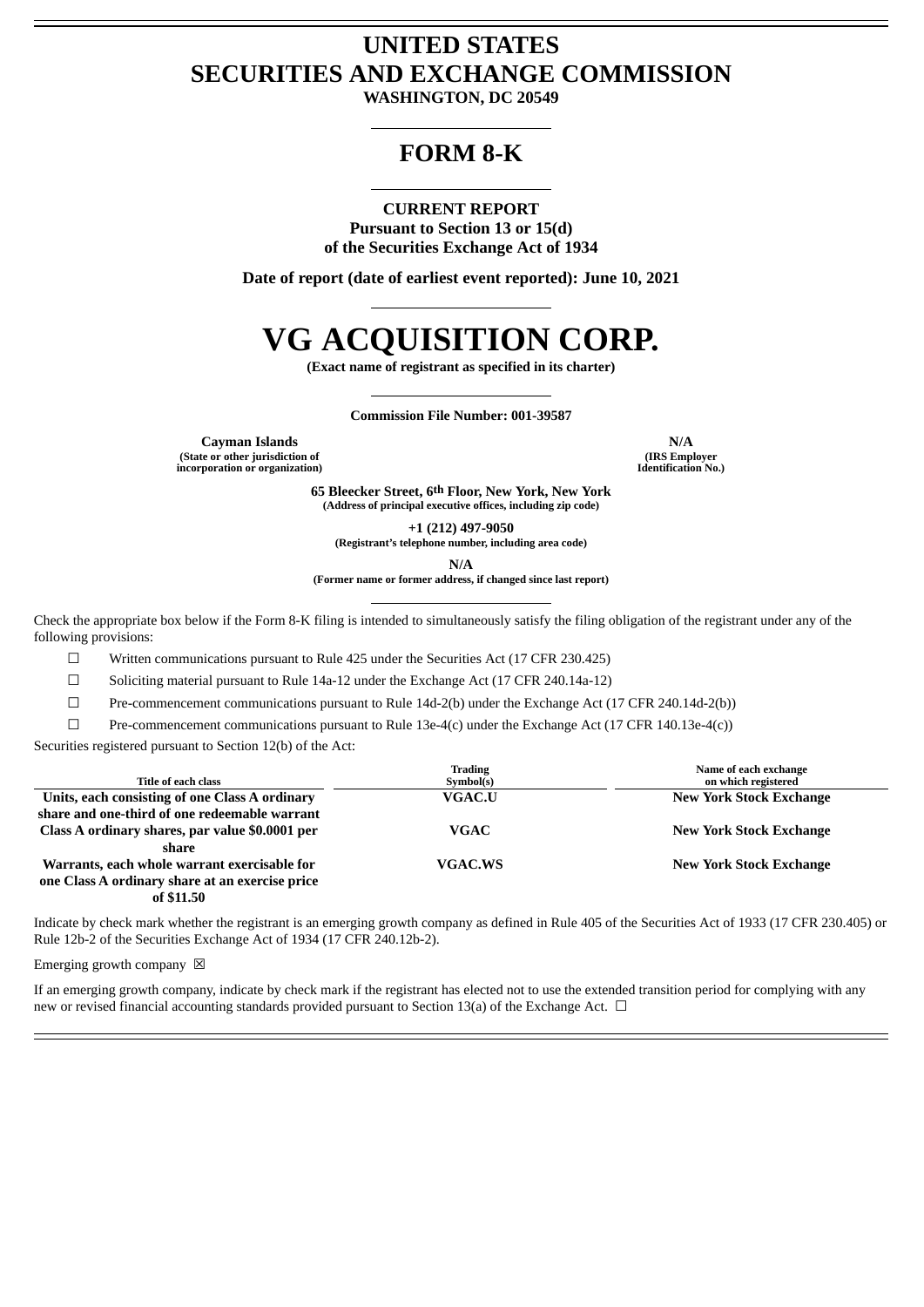# UNITED STATES
# SECURITIES AND EXCHANGE COMMISSION
**WASHINGTON, DC 20549**

---

# FORM 8-K

---

**CURRENT REPORT**
**Pursuant to Section 13 or 15(d)**
**of the Securities Exchange Act of 1934**

**Date of report (date of earliest event reported): June 10, 2021**

---

# VG ACQUISITION CORP.
**(Exact name of registrant as specified in its charter)**

---

**Commission File Number: 001-39587**

| **Cayman Islands** | **N/A** |
|---|---|
| (State or other jurisdiction of incorporation or organization) | (IRS Employer Identification No.) |

**65 Bleecker Street, 6th Floor, New York, New York**
**(Address of principal executive offices, including zip code)**

**+1 (212) 497-9050**
**(Registrant's telephone number, including area code)**

**N/A**
**(Former name or former address, if changed since last report)**

---

Check the appropriate box below if the Form 8-K filing is intended to simultaneously satisfy the filing obligation of the registrant under any of the following provisions:

☐ Written communications pursuant to Rule 425 under the Securities Act (17 CFR 230.425)

☐ Soliciting material pursuant to Rule 14a-12 under the Exchange Act (17 CFR 240.14a-12)

☐ Pre-commencement communications pursuant to Rule 14d-2(b) under the Exchange Act (17 CFR 240.14d-2(b))

☐ Pre-commencement communications pursuant to Rule 13e-4(c) under the Exchange Act (17 CFR 140.13e-4(c))

Securities registered pursuant to Section 12(b) of the Act:

| Title of each class | Trading Symbol(s) | Name of each exchange on which registered |
|---|---|---|
| **Units, each consisting of one Class A ordinary share and one-third of one redeemable warrant** | **VGAC.U** | **New York Stock Exchange** |
| **Class A ordinary shares, par value $0.0001 per share** | **VGAC** | **New York Stock Exchange** |
| **Warrants, each whole warrant exercisable for one Class A ordinary share at an exercise price of $11.50** | **VGAC.WS** | **New York Stock Exchange** |

Indicate by check mark whether the registrant is an emerging growth company as defined in Rule 405 of the Securities Act of 1933 (17 CFR 230.405) or Rule 12b-2 of the Securities Exchange Act of 1934 (17 CFR 240.12b-2).

Emerging growth company ☒

If an emerging growth company, indicate by check mark if the registrant has elected not to use the extended transition period for complying with any new or revised financial accounting standards provided pursuant to Section 13(a) of the Exchange Act. ☐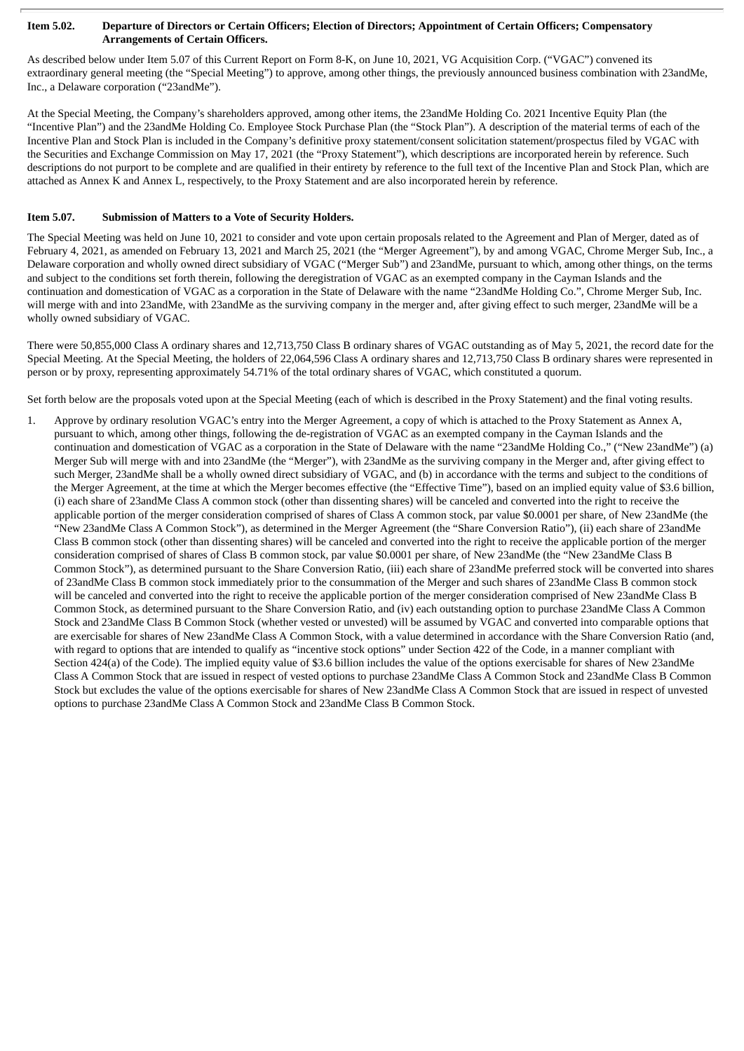**Item 5.02. Departure of Directors or Certain Officers; Election of Directors; Appointment of Certain Officers; Compensatory Arrangements of Certain Officers.**

As described below under Item 5.07 of this Current Report on Form 8-K, on June 10, 2021, VG Acquisition Corp. ("VGAC") convened its extraordinary general meeting (the "Special Meeting") to approve, among other things, the previously announced business combination with 23andMe, Inc., a Delaware corporation ("23andMe").

At the Special Meeting, the Company's shareholders approved, among other items, the 23andMe Holding Co. 2021 Incentive Equity Plan (the "Incentive Plan") and the 23andMe Holding Co. Employee Stock Purchase Plan (the "Stock Plan"). A description of the material terms of each of the Incentive Plan and Stock Plan is included in the Company's definitive proxy statement/consent solicitation statement/prospectus filed by VGAC with the Securities and Exchange Commission on May 17, 2021 (the "Proxy Statement"), which descriptions are incorporated herein by reference. Such descriptions do not purport to be complete and are qualified in their entirety by reference to the full text of the Incentive Plan and Stock Plan, which are attached as Annex K and Annex L, respectively, to the Proxy Statement and are also incorporated herein by reference.

**Item 5.07. Submission of Matters to a Vote of Security Holders.**

The Special Meeting was held on June 10, 2021 to consider and vote upon certain proposals related to the Agreement and Plan of Merger, dated as of February 4, 2021, as amended on February 13, 2021 and March 25, 2021 (the "Merger Agreement"), by and among VGAC, Chrome Merger Sub, Inc., a Delaware corporation and wholly owned direct subsidiary of VGAC ("Merger Sub") and 23andMe, pursuant to which, among other things, on the terms and subject to the conditions set forth therein, following the deregistration of VGAC as an exempted company in the Cayman Islands and the continuation and domestication of VGAC as a corporation in the State of Delaware with the name "23andMe Holding Co.", Chrome Merger Sub, Inc. will merge with and into 23andMe, with 23andMe as the surviving company in the merger and, after giving effect to such merger, 23andMe will be a wholly owned subsidiary of VGAC.

There were 50,855,000 Class A ordinary shares and 12,713,750 Class B ordinary shares of VGAC outstanding as of May 5, 2021, the record date for the Special Meeting. At the Special Meeting, the holders of 22,064,596 Class A ordinary shares and 12,713,750 Class B ordinary shares were represented in person or by proxy, representing approximately 54.71% of the total ordinary shares of VGAC, which constituted a quorum.

Set forth below are the proposals voted upon at the Special Meeting (each of which is described in the Proxy Statement) and the final voting results.

1. Approve by ordinary resolution VGAC's entry into the Merger Agreement, a copy of which is attached to the Proxy Statement as Annex A, pursuant to which, among other things, following the de-registration of VGAC as an exempted company in the Cayman Islands and the continuation and domestication of VGAC as a corporation in the State of Delaware with the name "23andMe Holding Co.," ("New 23andMe") (a) Merger Sub will merge with and into 23andMe (the "Merger"), with 23andMe as the surviving company in the Merger and, after giving effect to such Merger, 23andMe shall be a wholly owned direct subsidiary of VGAC, and (b) in accordance with the terms and subject to the conditions of the Merger Agreement, at the time at which the Merger becomes effective (the "Effective Time"), based on an implied equity value of $3.6 billion, (i) each share of 23andMe Class A common stock (other than dissenting shares) will be canceled and converted into the right to receive the applicable portion of the merger consideration comprised of shares of Class A common stock, par value $0.0001 per share, of New 23andMe (the "New 23andMe Class A Common Stock"), as determined in the Merger Agreement (the "Share Conversion Ratio"), (ii) each share of 23andMe Class B common stock (other than dissenting shares) will be canceled and converted into the right to receive the applicable portion of the merger consideration comprised of shares of Class B common stock, par value $0.0001 per share, of New 23andMe (the "New 23andMe Class B Common Stock"), as determined pursuant to the Share Conversion Ratio, (iii) each share of 23andMe preferred stock will be converted into shares of 23andMe Class B common stock immediately prior to the consummation of the Merger and such shares of 23andMe Class B common stock will be canceled and converted into the right to receive the applicable portion of the merger consideration comprised of New 23andMe Class B Common Stock, as determined pursuant to the Share Conversion Ratio, and (iv) each outstanding option to purchase 23andMe Class A Common Stock and 23andMe Class B Common Stock (whether vested or unvested) will be assumed by VGAC and converted into comparable options that are exercisable for shares of New 23andMe Class A Common Stock, with a value determined in accordance with the Share Conversion Ratio (and, with regard to options that are intended to qualify as "incentive stock options" under Section 422 of the Code, in a manner compliant with Section 424(a) of the Code). The implied equity value of $3.6 billion includes the value of the options exercisable for shares of New 23andMe Class A Common Stock that are issued in respect of vested options to purchase 23andMe Class A Common Stock and 23andMe Class B Common Stock but excludes the value of the options exercisable for shares of New 23andMe Class A Common Stock that are issued in respect of unvested options to purchase 23andMe Class A Common Stock and 23andMe Class B Common Stock.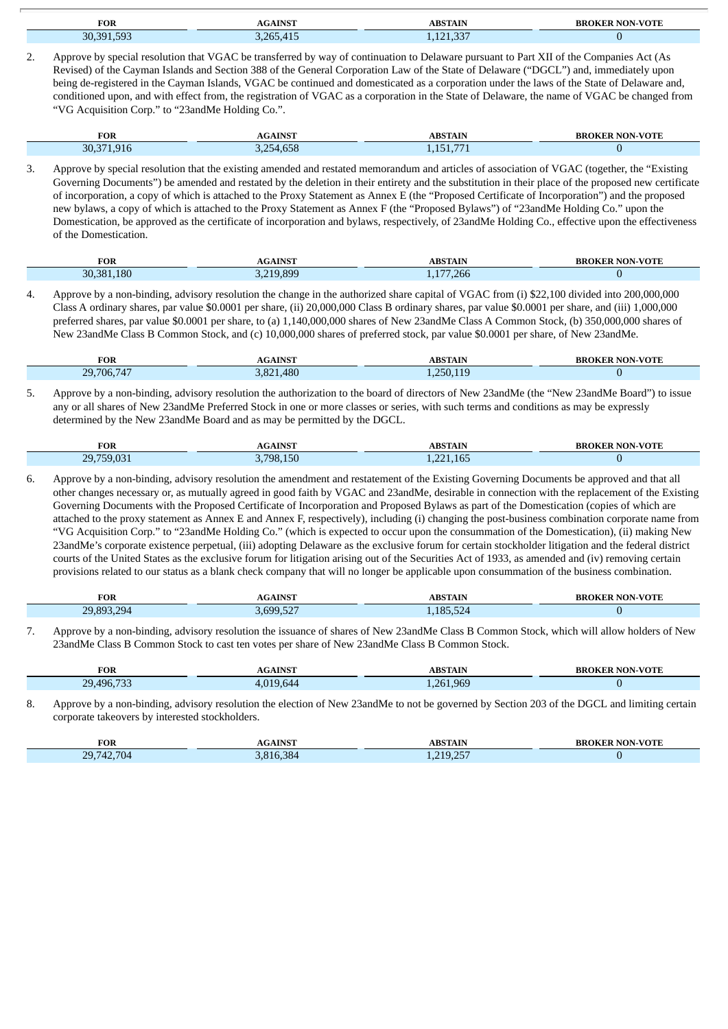| FOR | AGAINST | ABSTAIN | BROKER NON-VOTE |
|---|---|---|---|
| 30,391,593 | 3,265,415 | 1,121,337 | 0 |

2. Approve by special resolution that VGAC be transferred by way of continuation to Delaware pursuant to Part XII of the Companies Act (As Revised) of the Cayman Islands and Section 388 of the General Corporation Law of the State of Delaware ("DGCL") and, immediately upon being de-registered in the Cayman Islands, VGAC be continued and domesticated as a corporation under the laws of the State of Delaware and, conditioned upon, and with effect from, the registration of VGAC as a corporation in the State of Delaware, the name of VGAC be changed from "VG Acquisition Corp." to "23andMe Holding Co.".

| FOR | AGAINST | ABSTAIN | BROKER NON-VOTE |
|---|---|---|---|
| 30,371,916 | 3,254,658 | 1,151,771 | 0 |

3. Approve by special resolution that the existing amended and restated memorandum and articles of association of VGAC (together, the "Existing Governing Documents") be amended and restated by the deletion in their entirety and the substitution in their place of the proposed new certificate of incorporation, a copy of which is attached to the Proxy Statement as Annex E (the "Proposed Certificate of Incorporation") and the proposed new bylaws, a copy of which is attached to the Proxy Statement as Annex F (the "Proposed Bylaws") of "23andMe Holding Co." upon the Domestication, be approved as the certificate of incorporation and bylaws, respectively, of 23andMe Holding Co., effective upon the effectiveness of the Domestication.

| FOR | AGAINST | ABSTAIN | BROKER NON-VOTE |
|---|---|---|---|
| 30,381,180 | 3,219,899 | 1,177,266 | 0 |

4. Approve by a non-binding, advisory resolution the change in the authorized share capital of VGAC from (i) $22,100 divided into 200,000,000 Class A ordinary shares, par value $0.0001 per share, (ii) 20,000,000 Class B ordinary shares, par value $0.0001 per share, and (iii) 1,000,000 preferred shares, par value $0.0001 per share, to (a) 1,140,000,000 shares of New 23andMe Class A Common Stock, (b) 350,000,000 shares of New 23andMe Class B Common Stock, and (c) 10,000,000 shares of preferred stock, par value $0.0001 per share, of New 23andMe.

| FOR | AGAINST | ABSTAIN | BROKER NON-VOTE |
|---|---|---|---|
| 29,706,747 | 3,821,480 | 1,250,119 | 0 |

5. Approve by a non-binding, advisory resolution the authorization to the board of directors of New 23andMe (the "New 23andMe Board") to issue any or all shares of New 23andMe Preferred Stock in one or more classes or series, with such terms and conditions as may be expressly determined by the New 23andMe Board and as may be permitted by the DGCL.

| FOR | AGAINST | ABSTAIN | BROKER NON-VOTE |
|---|---|---|---|
| 29,759,031 | 3,798,150 | 1,221,165 | 0 |

6. Approve by a non-binding, advisory resolution the amendment and restatement of the Existing Governing Documents be approved and that all other changes necessary or, as mutually agreed in good faith by VGAC and 23andMe, desirable in connection with the replacement of the Existing Governing Documents with the Proposed Certificate of Incorporation and Proposed Bylaws as part of the Domestication (copies of which are attached to the proxy statement as Annex E and Annex F, respectively), including (i) changing the post-business combination corporate name from "VG Acquisition Corp." to "23andMe Holding Co." (which is expected to occur upon the consummation of the Domestication), (ii) making New 23andMe's corporate existence perpetual, (iii) adopting Delaware as the exclusive forum for certain stockholder litigation and the federal district courts of the United States as the exclusive forum for litigation arising out of the Securities Act of 1933, as amended and (iv) removing certain provisions related to our status as a blank check company that will no longer be applicable upon consummation of the business combination.

| FOR | AGAINST | ABSTAIN | BROKER NON-VOTE |
|---|---|---|---|
| 29,893,294 | 3,699,527 | 1,185,524 | 0 |

7. Approve by a non-binding, advisory resolution the issuance of shares of New 23andMe Class B Common Stock, which will allow holders of New 23andMe Class B Common Stock to cast ten votes per share of New 23andMe Class B Common Stock.

| FOR | AGAINST | ABSTAIN | BROKER NON-VOTE |
|---|---|---|---|
| 29,496,733 | 4,019,644 | 1,261,969 | 0 |

8. Approve by a non-binding, advisory resolution the election of New 23andMe to not be governed by Section 203 of the DGCL and limiting certain corporate takeovers by interested stockholders.

| FOR | AGAINST | ABSTAIN | BROKER NON-VOTE |
|---|---|---|---|
| 29,742,704 | 3,816,384 | 1,219,257 | 0 |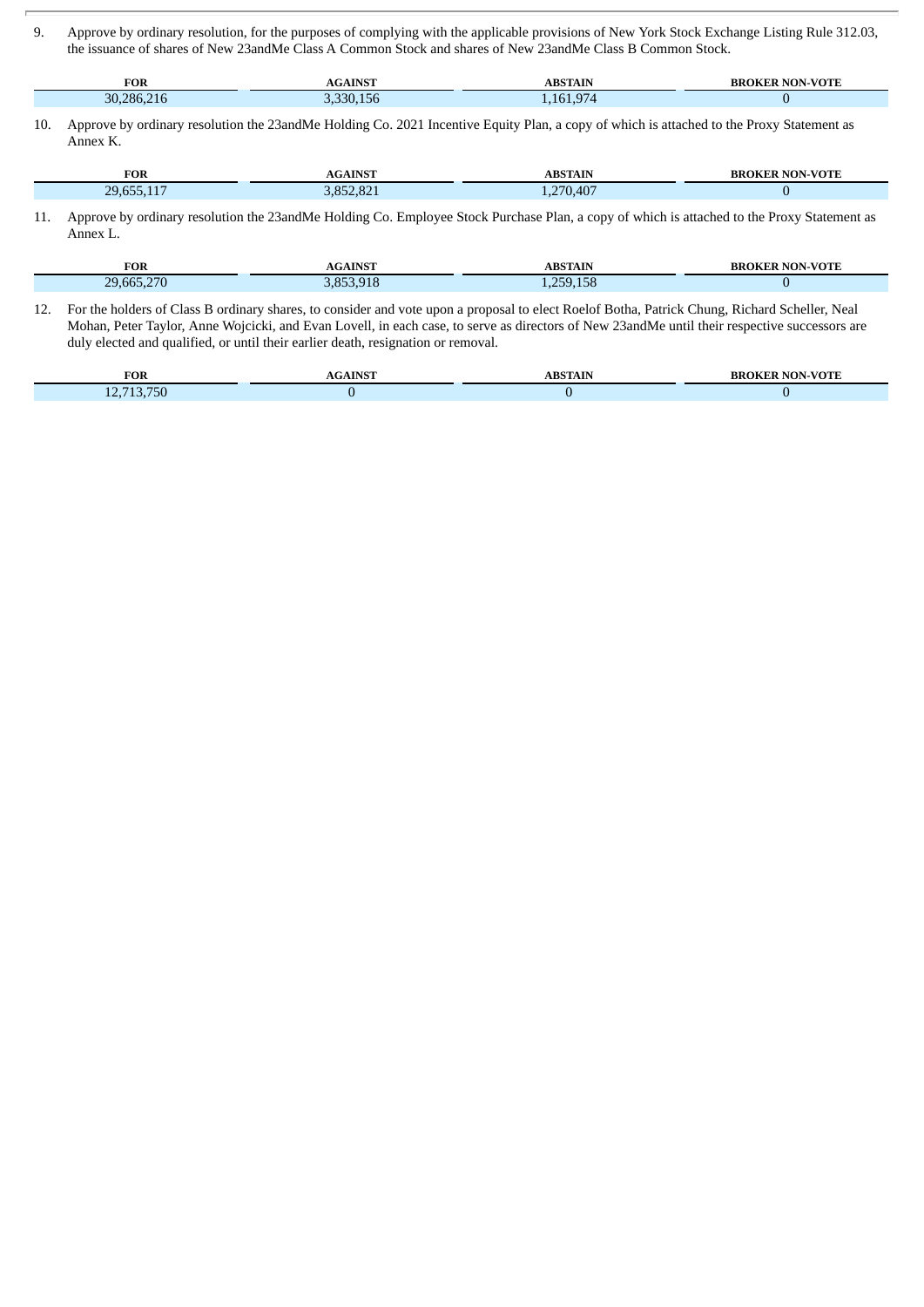9. Approve by ordinary resolution, for the purposes of complying with the applicable provisions of New York Stock Exchange Listing Rule 312.03, the issuance of shares of New 23andMe Class A Common Stock and shares of New 23andMe Class B Common Stock.

| FOR | AGAINST | ABSTAIN | BROKER NON-VOTE |
|---|---|---|---|
| 30,286,216 | 3,330,156 | 1,161,974 | 0 |

10. Approve by ordinary resolution the 23andMe Holding Co. 2021 Incentive Equity Plan, a copy of which is attached to the Proxy Statement as Annex K.

| FOR | AGAINST | ABSTAIN | BROKER NON-VOTE |
|---|---|---|---|
| 29,655,117 | 3,852,821 | 1,270,407 | 0 |

11. Approve by ordinary resolution the 23andMe Holding Co. Employee Stock Purchase Plan, a copy of which is attached to the Proxy Statement as Annex L.

| FOR | AGAINST | ABSTAIN | BROKER NON-VOTE |
|---|---|---|---|
| 29,665,270 | 3,853,918 | 1,259,158 | 0 |

12. For the holders of Class B ordinary shares, to consider and vote upon a proposal to elect Roelof Botha, Patrick Chung, Richard Scheller, Neal Mohan, Peter Taylor, Anne Wojcicki, and Evan Lovell, in each case, to serve as directors of New 23andMe until their respective successors are duly elected and qualified, or until their earlier death, resignation or removal.

| FOR | AGAINST | ABSTAIN | BROKER NON-VOTE |
|---|---|---|---|
| 12,713,750 | 0 | 0 | 0 |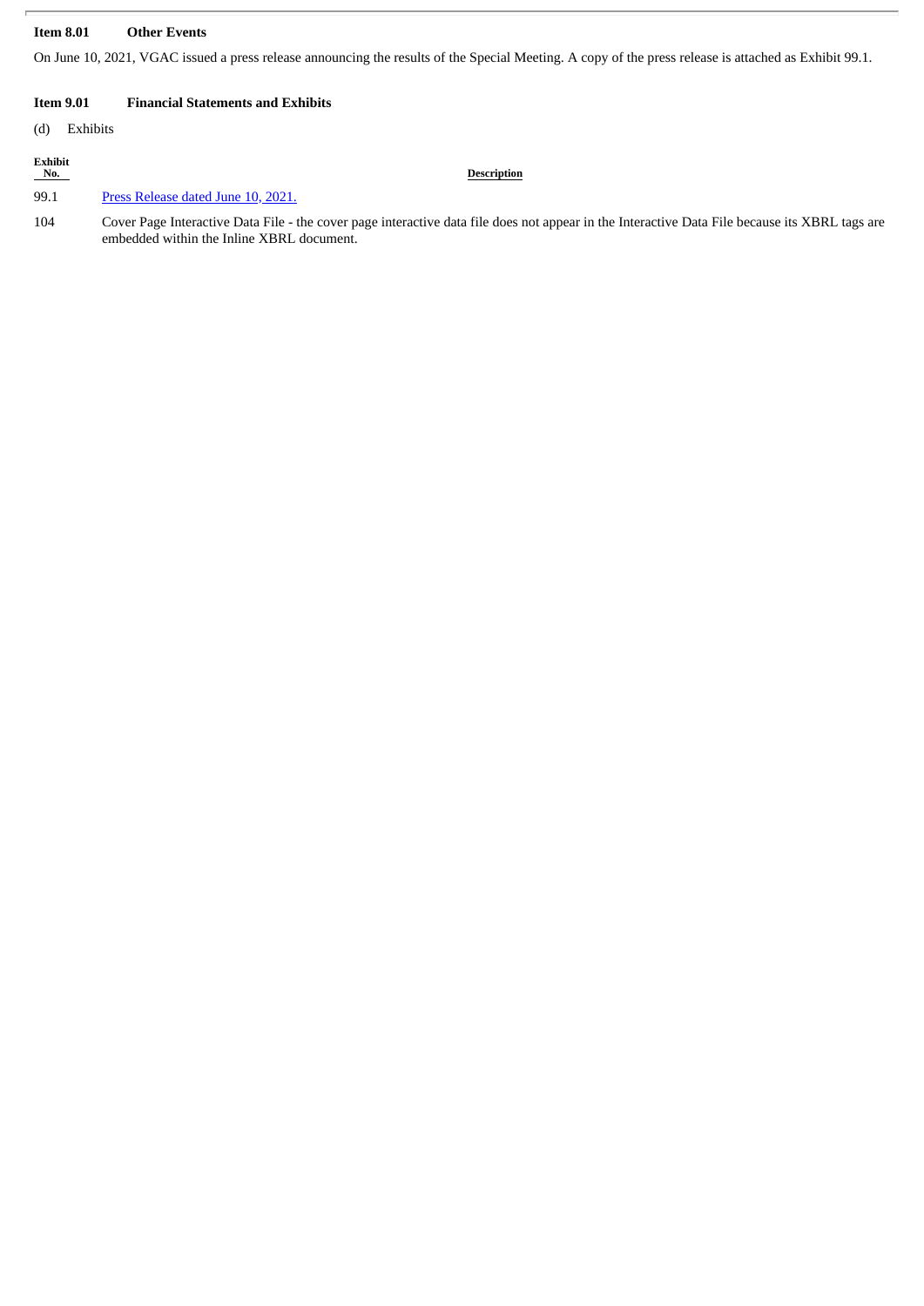**Item 8.01 Other Events**

On June 10, 2021, VGAC issued a press release announcing the results of the Special Meeting. A copy of the press release is attached as Exhibit 99.1.

**Item 9.01 Financial Statements and Exhibits**

(d) Exhibits

| Exhibit No. | Description |
|---|---|
| 99.1 | Press Release dated June 10, 2021. |
| 104 | Cover Page Interactive Data File - the cover page interactive data file does not appear in the Interactive Data File because its XBRL tags are embedded within the Inline XBRL document. |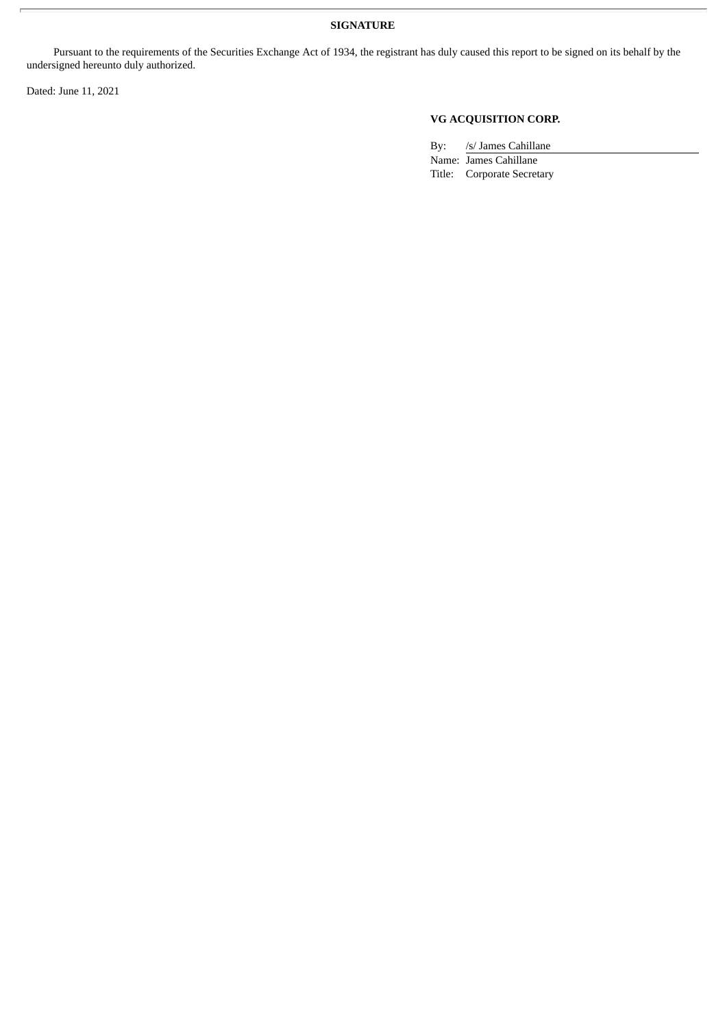**SIGNATURE**

Pursuant to the requirements of the Securities Exchange Act of 1934, the registrant has duly caused this report to be signed on its behalf by the undersigned hereunto duly authorized.

Dated: June 11, 2021

**VG ACQUISITION CORP.**

By: /s/ James Cahillane
Name: James Cahillane
Title: Corporate Secretary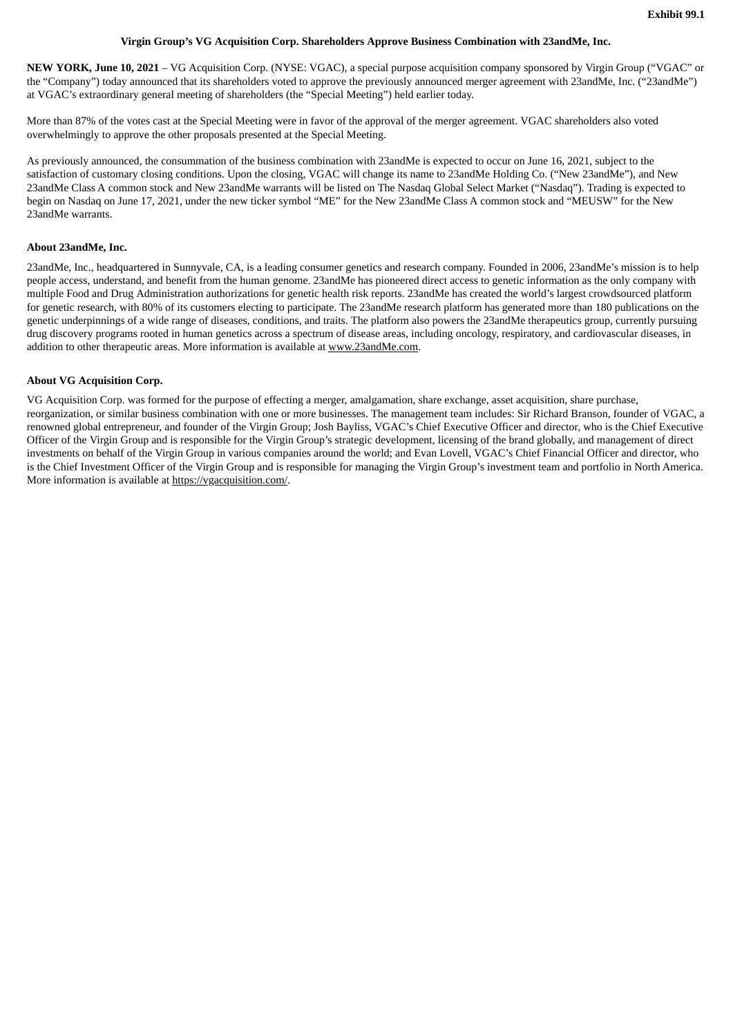**Exhibit 99.1**

# Virgin Group’s VG Acquisition Corp. Shareholders Approve Business Combination with 23andMe, Inc.

**NEW YORK, June 10, 2021** – VG Acquisition Corp. (NYSE: VGAC), a special purpose acquisition company sponsored by Virgin Group (“VGAC” or the “Company”) today announced that its shareholders voted to approve the previously announced merger agreement with 23andMe, Inc. (“23andMe”) at VGAC’s extraordinary general meeting of shareholders (the “Special Meeting”) held earlier today.

More than 87% of the votes cast at the Special Meeting were in favor of the approval of the merger agreement. VGAC shareholders also voted overwhelmingly to approve the other proposals presented at the Special Meeting.

As previously announced, the consummation of the business combination with 23andMe is expected to occur on June 16, 2021, subject to the satisfaction of customary closing conditions. Upon the closing, VGAC will change its name to 23andMe Holding Co. (“New 23andMe”), and New 23andMe Class A common stock and New 23andMe warrants will be listed on The Nasdaq Global Select Market (“Nasdaq”). Trading is expected to begin on Nasdaq on June 17, 2021, under the new ticker symbol “ME” for the New 23andMe Class A common stock and “MEUSW” for the New 23andMe warrants.

## About 23andMe, Inc.

23andMe, Inc., headquartered in Sunnyvale, CA, is a leading consumer genetics and research company. Founded in 2006, 23andMe’s mission is to help people access, understand, and benefit from the human genome. 23andMe has pioneered direct access to genetic information as the only company with multiple Food and Drug Administration authorizations for genetic health risk reports. 23andMe has created the world’s largest crowdsourced platform for genetic research, with 80% of its customers electing to participate. The 23andMe research platform has generated more than 180 publications on the genetic underpinnings of a wide range of diseases, conditions, and traits. The platform also powers the 23andMe therapeutics group, currently pursuing drug discovery programs rooted in human genetics across a spectrum of disease areas, including oncology, respiratory, and cardiovascular diseases, in addition to other therapeutic areas. More information is available at www.23andMe.com.

## About VG Acquisition Corp.

VG Acquisition Corp. was formed for the purpose of effecting a merger, amalgamation, share exchange, asset acquisition, share purchase, reorganization, or similar business combination with one or more businesses. The management team includes: Sir Richard Branson, founder of VGAC, a renowned global entrepreneur, and founder of the Virgin Group; Josh Bayliss, VGAC’s Chief Executive Officer and director, who is the Chief Executive Officer of the Virgin Group and is responsible for the Virgin Group’s strategic development, licensing of the brand globally, and management of direct investments on behalf of the Virgin Group in various companies around the world; and Evan Lovell, VGAC’s Chief Financial Officer and director, who is the Chief Investment Officer of the Virgin Group and is responsible for managing the Virgin Group’s investment team and portfolio in North America. More information is available at https://vgacquisition.com/.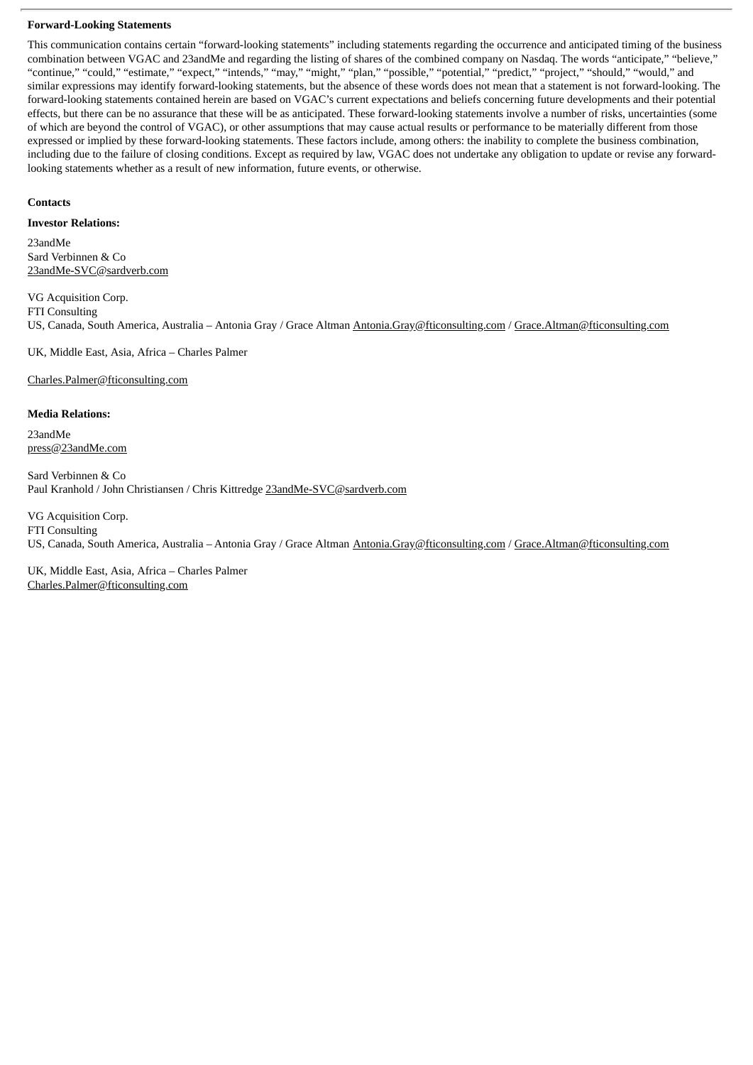**Forward-Looking Statements**

This communication contains certain “forward-looking statements” including statements regarding the occurrence and anticipated timing of the business combination between VGAC and 23andMe and regarding the listing of shares of the combined company on Nasdaq. The words “anticipate,” “believe,” “continue,” “could,” “estimate,” “expect,” “intends,” “may,” “might,” “plan,” “possible,” “potential,” “predict,” “project,” “should,” “would,” and similar expressions may identify forward-looking statements, but the absence of these words does not mean that a statement is not forward-looking. The forward-looking statements contained herein are based on VGAC’s current expectations and beliefs concerning future developments and their potential effects, but there can be no assurance that these will be as anticipated. These forward-looking statements involve a number of risks, uncertainties (some of which are beyond the control of VGAC), or other assumptions that may cause actual results or performance to be materially different from those expressed or implied by these forward-looking statements. These factors include, among others: the inability to complete the business combination, including due to the failure of closing conditions. Except as required by law, VGAC does not undertake any obligation to update or revise any forward-looking statements whether as a result of new information, future events, or otherwise.

**Contacts**

**Investor Relations:**

23andMe
Sard Verbinnen & Co
23andMe-SVC@sardverb.com

VG Acquisition Corp.
FTI Consulting
US, Canada, South America, Australia – Antonia Gray / Grace Altman Antonia.Gray@fticonsulting.com / Grace.Altman@fticonsulting.com

UK, Middle East, Asia, Africa – Charles Palmer

Charles.Palmer@fticonsulting.com

**Media Relations:**

23andMe
press@23andMe.com

Sard Verbinnen & Co
Paul Kranhold / John Christiansen / Chris Kittredge 23andMe-SVC@sardverb.com

VG Acquisition Corp.
FTI Consulting
US, Canada, South America, Australia – Antonia Gray / Grace Altman Antonia.Gray@fticonsulting.com / Grace.Altman@fticonsulting.com

UK, Middle East, Asia, Africa – Charles Palmer
Charles.Palmer@fticonsulting.com